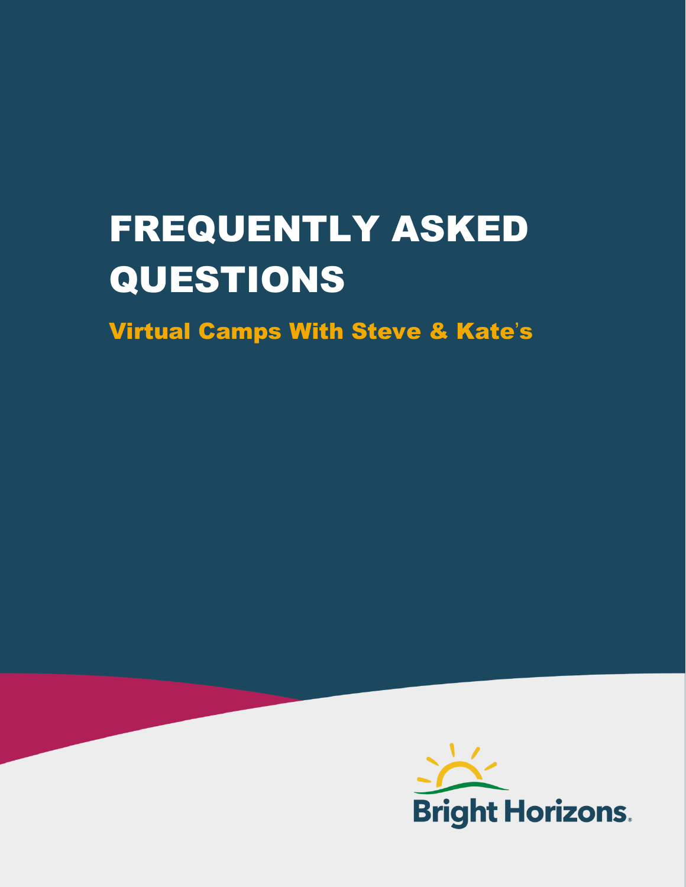# FREQUENTLY ASKED QUESTIONS

## Virtual Camps With Steve & Kate's

Bright Horizons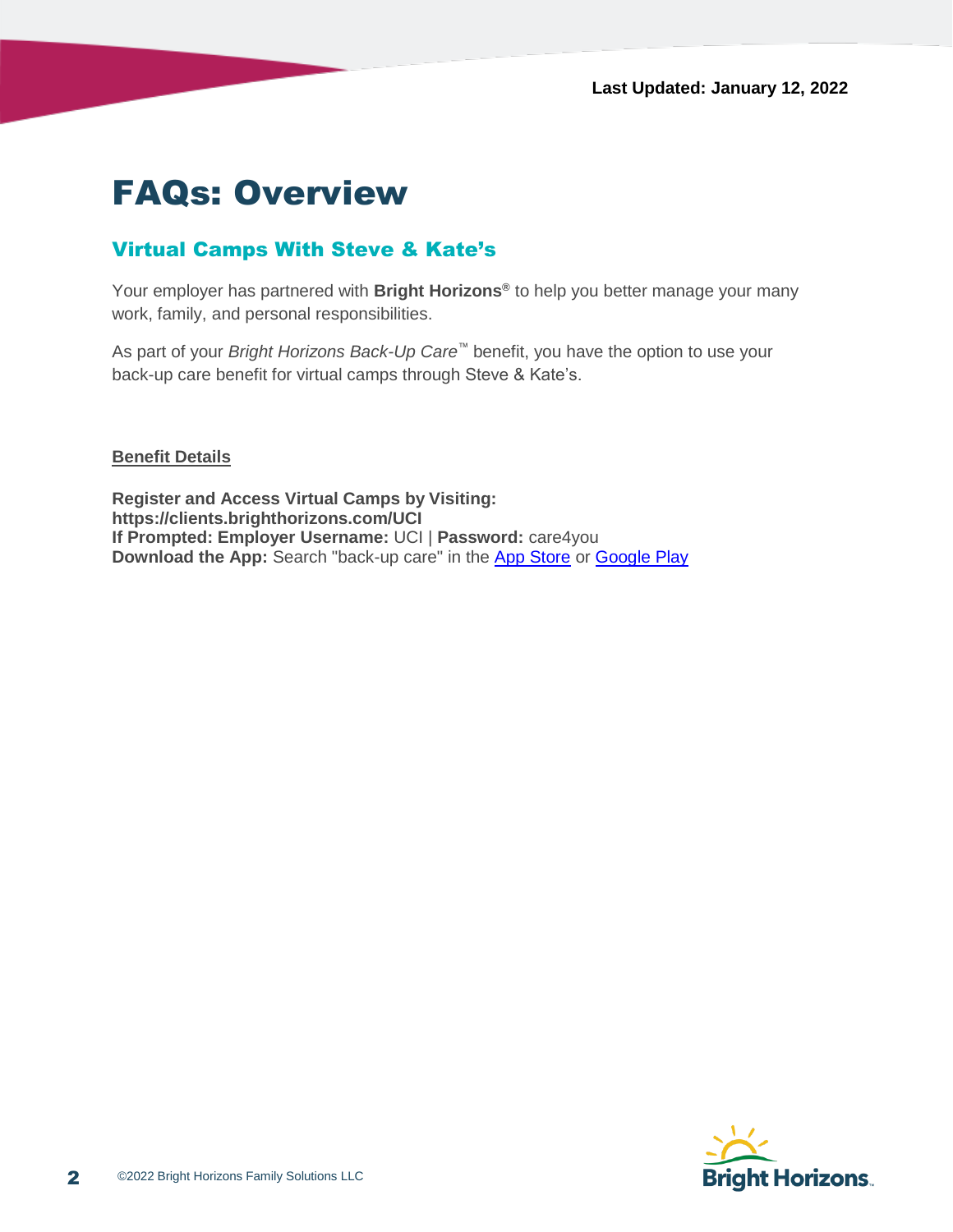Last Updated: January 12, 2022

# FAQs: Overview

## Virtual Camps With Steve & Kate's

Your employer has partnered with **Bright Horizons®** to help you better manage your many work, family, and personal responsibilities.

As part of your *Bright Horizons Back-Up Care™* benefit, you have the option to use your back-up care benefit for virtual camps through Steve & Kate's.

**Benefit Details**

**Register and Access Virtual Camps by Visiting:**
**https://clients.brighthorizons.com/UCI**
**If Prompted: Employer Username:** UCI | **Password:** care4you
**Download the App:** Search "back-up care" in the App Store or Google Play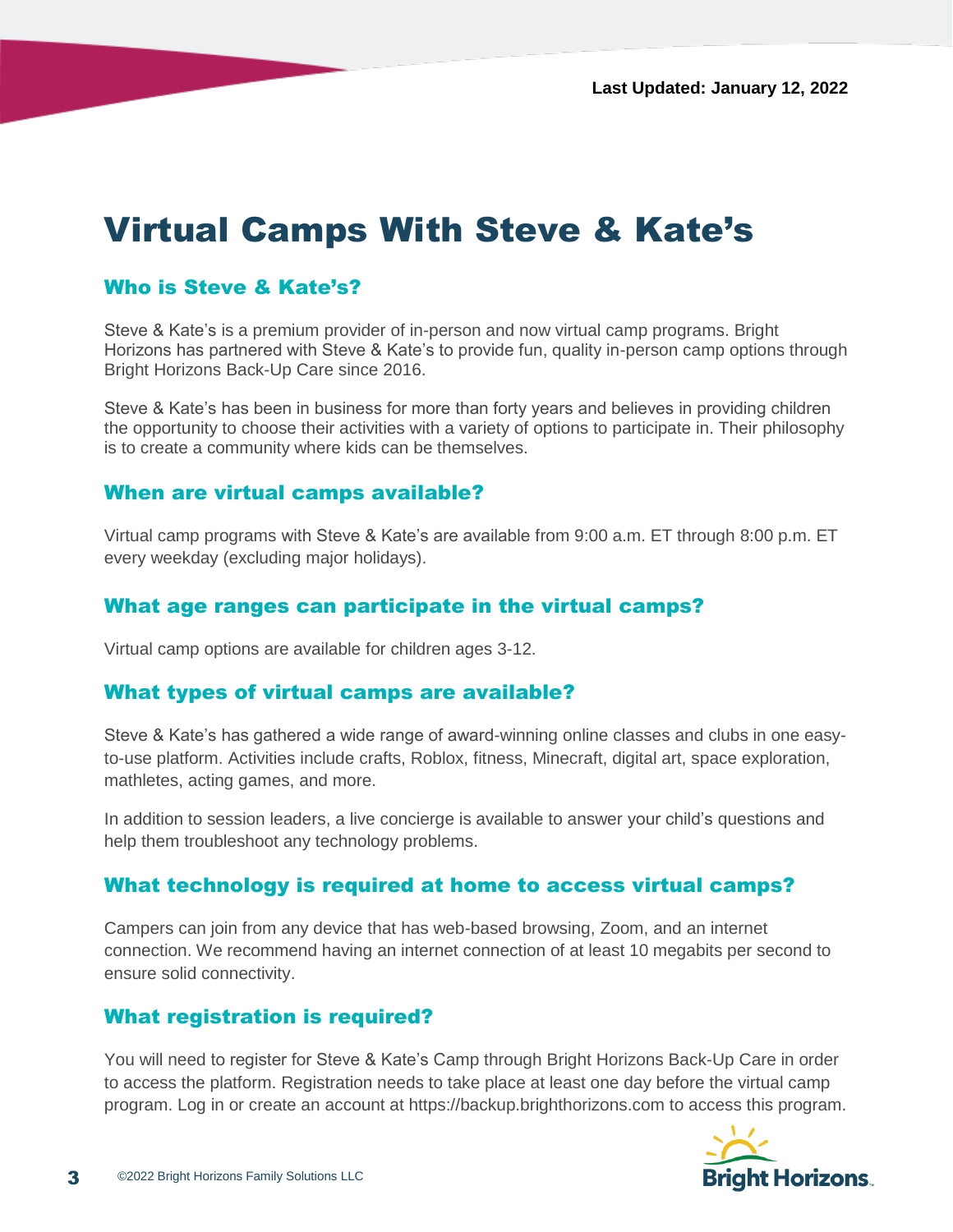Last Updated: January 12, 2022

# Virtual Camps With Steve & Kate's

## Who is Steve & Kate's?

Steve & Kate's is a premium provider of in-person and now virtual camp programs. Bright Horizons has partnered with Steve & Kate's to provide fun, quality in-person camp options through Bright Horizons Back-Up Care since 2016.

Steve & Kate's has been in business for more than forty years and believes in providing children the opportunity to choose their activities with a variety of options to participate in. Their philosophy is to create a community where kids can be themselves.

## When are virtual camps available?

Virtual camp programs with Steve & Kate's are available from 9:00 a.m. ET through 8:00 p.m. ET every weekday (excluding major holidays).

## What age ranges can participate in the virtual camps?

Virtual camp options are available for children ages 3-12.

## What types of virtual camps are available?

Steve & Kate's has gathered a wide range of award-winning online classes and clubs in one easy-to-use platform. Activities include crafts, Roblox, fitness, Minecraft, digital art, space exploration, mathletes, acting games, and more.

In addition to session leaders, a live concierge is available to answer your child's questions and help them troubleshoot any technology problems.

## What technology is required at home to access virtual camps?

Campers can join from any device that has web-based browsing, Zoom, and an internet connection. We recommend having an internet connection of at least 10 megabits per second to ensure solid connectivity.

## What registration is required?

You will need to register for Steve & Kate's Camp through Bright Horizons Back-Up Care in order to access the platform. Registration needs to take place at least one day before the virtual camp program. Log in or create an account at https://backup.brighthorizons.com to access this program.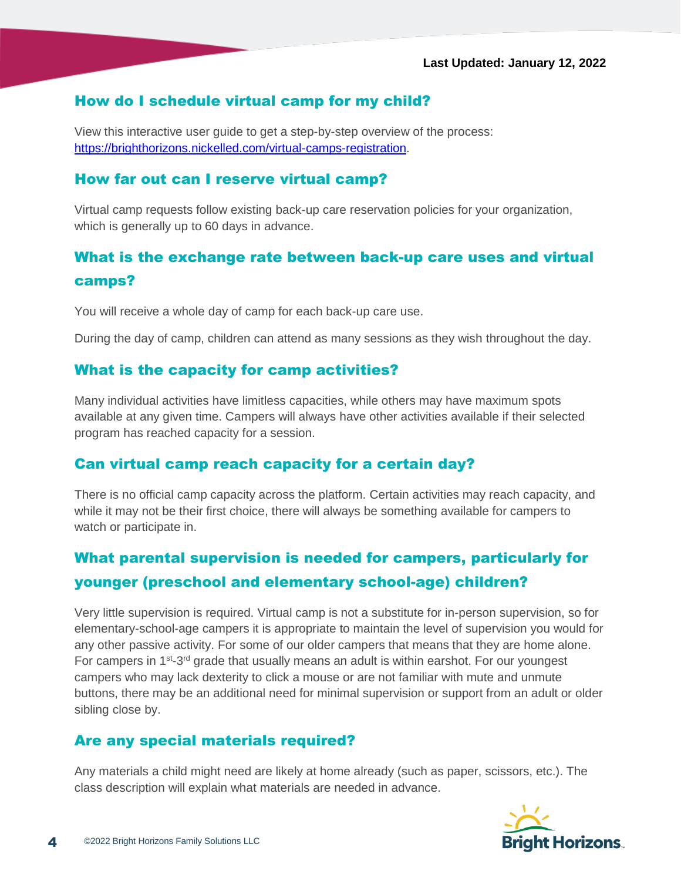Last Updated: January 12, 2022

## How do I schedule virtual camp for my child?

View this interactive user guide to get a step-by-step overview of the process: https://brighthorizons.nickelled.com/virtual-camps-registration.

## How far out can I reserve virtual camp?

Virtual camp requests follow existing back-up care reservation policies for your organization, which is generally up to 60 days in advance.

## What is the exchange rate between back-up care uses and virtual camps?

You will receive a whole day of camp for each back-up care use.

During the day of camp, children can attend as many sessions as they wish throughout the day.

## What is the capacity for camp activities?

Many individual activities have limitless capacities, while others may have maximum spots available at any given time. Campers will always have other activities available if their selected program has reached capacity for a session.

## Can virtual camp reach capacity for a certain day?

There is no official camp capacity across the platform. Certain activities may reach capacity, and while it may not be their first choice, there will always be something available for campers to watch or participate in.

## What parental supervision is needed for campers, particularly for younger (preschool and elementary school-age) children?

Very little supervision is required. Virtual camp is not a substitute for in-person supervision, so for elementary-school-age campers it is appropriate to maintain the level of supervision you would for any other passive activity. For some of our older campers that means that they are home alone. For campers in 1st-3rd grade that usually means an adult is within earshot. For our youngest campers who may lack dexterity to click a mouse or are not familiar with mute and unmute buttons, there may be an additional need for minimal supervision or support from an adult or older sibling close by.

## Are any special materials required?

Any materials a child might need are likely at home already (such as paper, scissors, etc.). The class description will explain what materials are needed in advance.

©2022 Bright Horizons Family Solutions LLC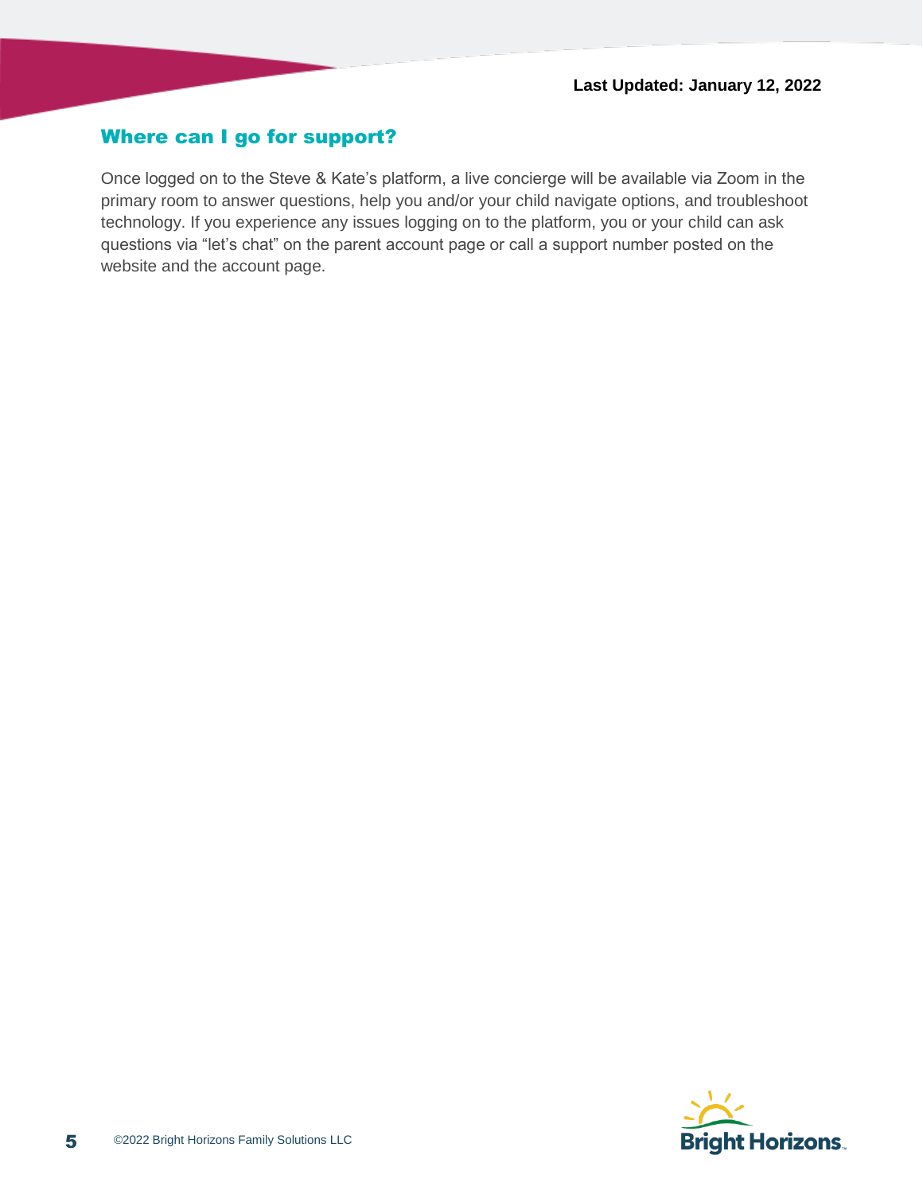## Where can I go for support?

Once logged on to the Steve & Kate's platform, a live concierge will be available via Zoom in the primary room to answer questions, help you and/or your child navigate options, and troubleshoot technology. If you experience any issues logging on to the platform, you or your child can ask questions via "let's chat" on the parent account page or call a support number posted on the website and the account page.